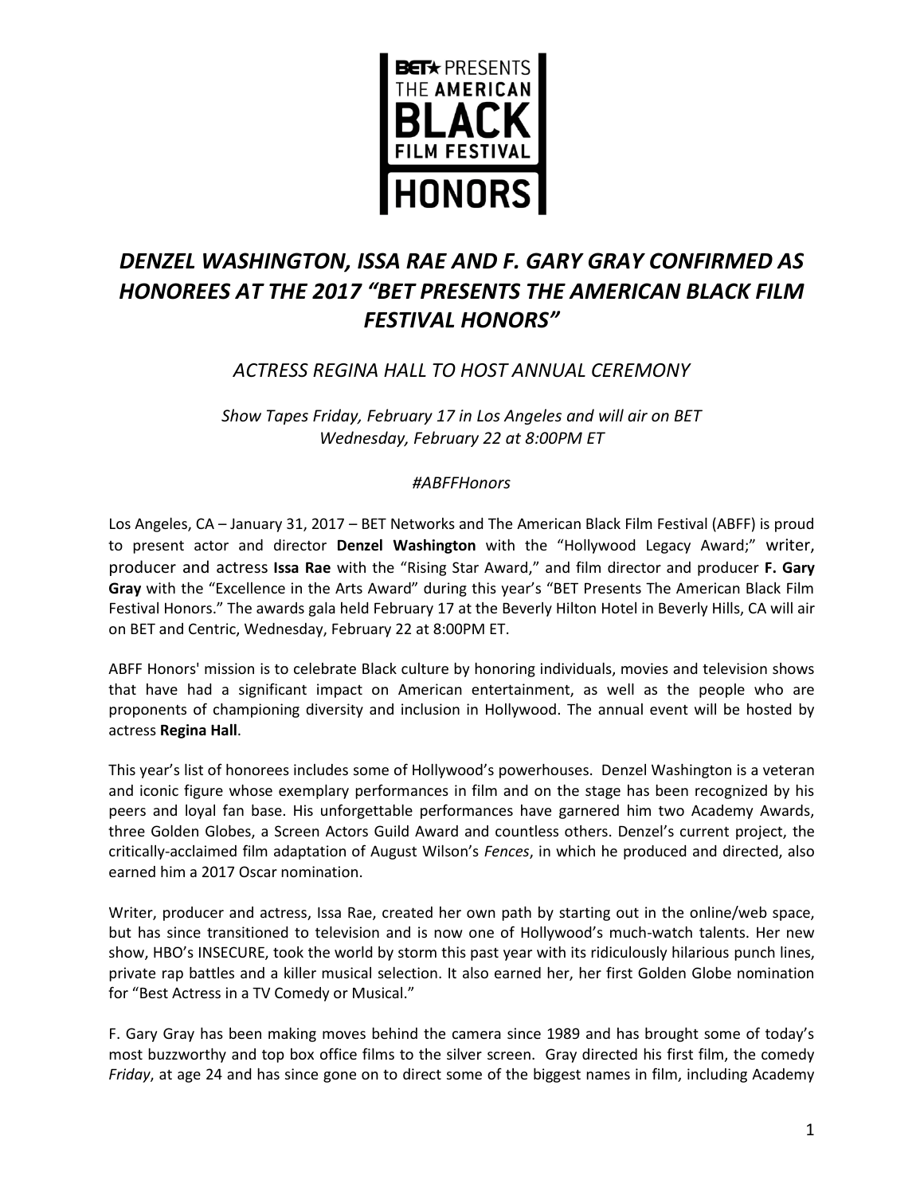BET★ PRESENTS THE AMERICAN BLACK FILM FESTIVAL HONORS

# *DENZEL WASHINGTON, ISSA RAE AND F. GARY GRAY CONFIRMED AS HONOREES AT THE 2017 "BET PRESENTS THE AMERICAN BLACK FILM FESTIVAL HONORS"*

## *ACTRESS REGINA HALL TO HOST ANNUAL CEREMONY*

*Show Tapes Friday, February 17 in Los Angeles and will air on BET Wednesday, February 22 at 8:00PM ET*

*#ABFFHonors*

Los Angeles, CA – January 31, 2017 – BET Networks and The American Black Film Festival (ABFF) is proud to present actor and director **Denzel Washington** with the "Hollywood Legacy Award;" writer, producer and actress **Issa Rae** with the "Rising Star Award," and film director and producer **F. Gary Gray** with the "Excellence in the Arts Award" during this year's "BET Presents The American Black Film Festival Honors." The awards gala held February 17 at the Beverly Hilton Hotel in Beverly Hills, CA will air on BET and Centric, Wednesday, February 22 at 8:00PM ET.

ABFF Honors' mission is to celebrate Black culture by honoring individuals, movies and television shows that have had a significant impact on American entertainment, as well as the people who are proponents of championing diversity and inclusion in Hollywood. The annual event will be hosted by actress **Regina Hall**.

This year's list of honorees includes some of Hollywood's powerhouses. Denzel Washington is a veteran and iconic figure whose exemplary performances in film and on the stage has been recognized by his peers and loyal fan base. His unforgettable performances have garnered him two Academy Awards, three Golden Globes, a Screen Actors Guild Award and countless others. Denzel's current project, the critically-acclaimed film adaptation of August Wilson's *Fences*, in which he produced and directed, also earned him a 2017 Oscar nomination.

Writer, producer and actress, Issa Rae, created her own path by starting out in the online/web space, but has since transitioned to television and is now one of Hollywood's much-watch talents. Her new show, HBO's INSECURE, took the world by storm this past year with its ridiculously hilarious punch lines, private rap battles and a killer musical selection. It also earned her, her first Golden Globe nomination for "Best Actress in a TV Comedy or Musical."

F. Gary Gray has been making moves behind the camera since 1989 and has brought some of today's most buzzworthy and top box office films to the silver screen. Gray directed his first film, the comedy *Friday*, at age 24 and has since gone on to direct some of the biggest names in film, including Academy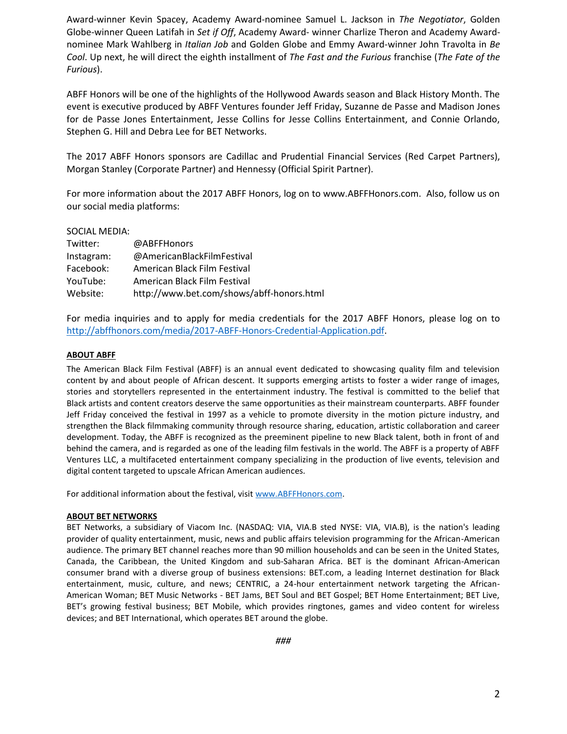Award-winner Kevin Spacey, Academy Award-nominee Samuel L. Jackson in *The Negotiator*, Golden Globe-winner Queen Latifah in *Set if Off*, Academy Award- winner Charlize Theron and Academy Award-nominee Mark Wahlberg in *Italian Job* and Golden Globe and Emmy Award-winner John Travolta in *Be Cool*. Up next, he will direct the eighth installment of *The Fast and the Furious* franchise (*The Fate of the Furious*).

ABFF Honors will be one of the highlights of the Hollywood Awards season and Black History Month. The event is executive produced by ABFF Ventures founder Jeff Friday, Suzanne de Passe and Madison Jones for de Passe Jones Entertainment, Jesse Collins for Jesse Collins Entertainment, and Connie Orlando, Stephen G. Hill and Debra Lee for BET Networks.

The 2017 ABFF Honors sponsors are Cadillac and Prudential Financial Services (Red Carpet Partners), Morgan Stanley (Corporate Partner) and Hennessy (Official Spirit Partner).

For more information about the 2017 ABFF Honors, log on to www.ABFFHonors.com. Also, follow us on our social media platforms:

SOCIAL MEDIA:

| | |
|---|---|
| Twitter: | @ABFFHonors |
| Instagram: | @AmericanBlackFilmFestival |
| Facebook: | American Black Film Festival |
| YouTube: | American Black Film Festival |
| Website: | http://www.bet.com/shows/abff-honors.html |

For media inquiries and to apply for media credentials for the 2017 ABFF Honors, please log on to [http://abffhonors.com/media/2017-ABFF-Honors-Credential-Application.pdf](http://abffhonors.com/media/2017-ABFF-Honors-Credential-Application.pdf).

**ABOUT ABFF**

The American Black Film Festival (ABFF) is an annual event dedicated to showcasing quality film and television content by and about people of African descent. It supports emerging artists to foster a wider range of images, stories and storytellers represented in the entertainment industry. The festival is committed to the belief that Black artists and content creators deserve the same opportunities as their mainstream counterparts. ABFF founder Jeff Friday conceived the festival in 1997 as a vehicle to promote diversity in the motion picture industry, and strengthen the Black filmmaking community through resource sharing, education, artistic collaboration and career development. Today, the ABFF is recognized as the preeminent pipeline to new Black talent, both in front of and behind the camera, and is regarded as one of the leading film festivals in the world. The ABFF is a property of ABFF Ventures LLC, a multifaceted entertainment company specializing in the production of live events, television and digital content targeted to upscale African American audiences.

For additional information about the festival, visit [www.ABFFHonors.com](www.ABFFHonors.com).

**ABOUT BET NETWORKS**

BET Networks, a subsidiary of Viacom Inc. (NASDAQ: VIA, VIA.B sted NYSE: VIA, VIA.B), is the nation's leading provider of quality entertainment, music, news and public affairs television programming for the African-American audience. The primary BET channel reaches more than 90 million households and can be seen in the United States, Canada, the Caribbean, the United Kingdom and sub-Saharan Africa. BET is the dominant African-American consumer brand with a diverse group of business extensions: BET.com, a leading Internet destination for Black entertainment, music, culture, and news; CENTRIC, a 24-hour entertainment network targeting the African-American Woman; BET Music Networks - BET Jams, BET Soul and BET Gospel; BET Home Entertainment; BET Live, BET's growing festival business; BET Mobile, which provides ringtones, games and video content for wireless devices; and BET International, which operates BET around the globe.

*###*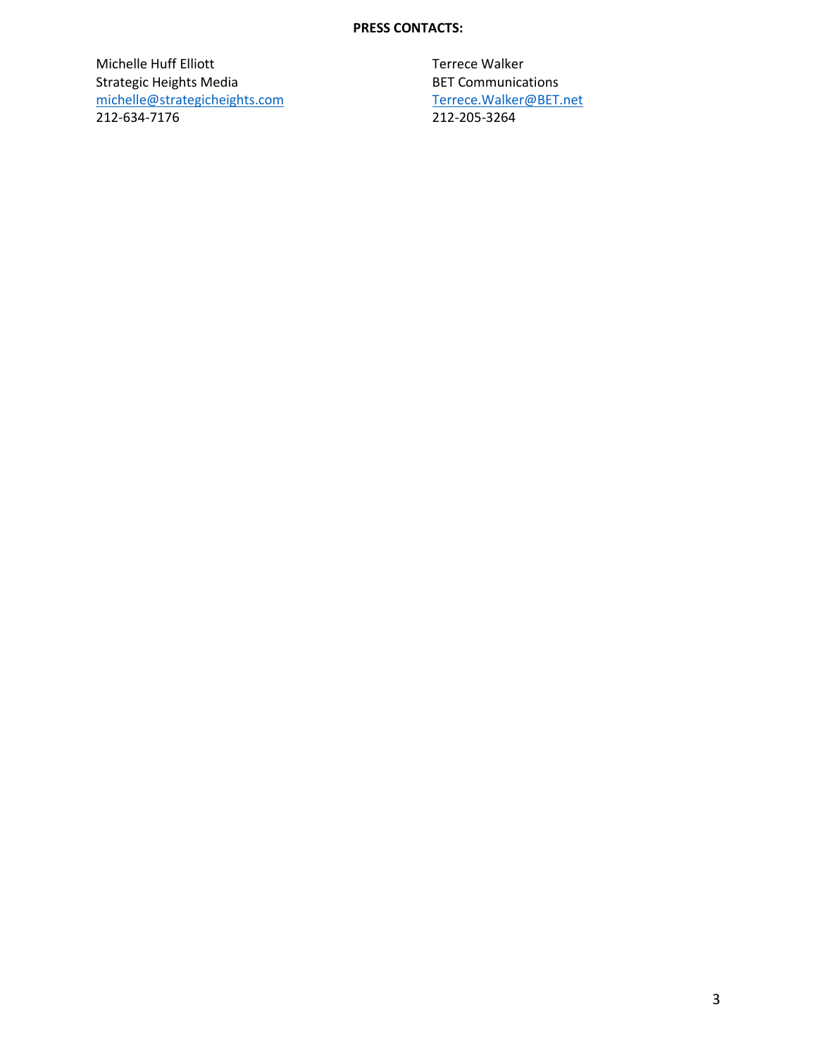**PRESS CONTACTS:**

Michelle Huff Elliott
Strategic Heights Media
michelle@strategicheights.com
212-634-7176

Terrece Walker
BET Communications
Terrece.Walker@BET.net
212-205-3264